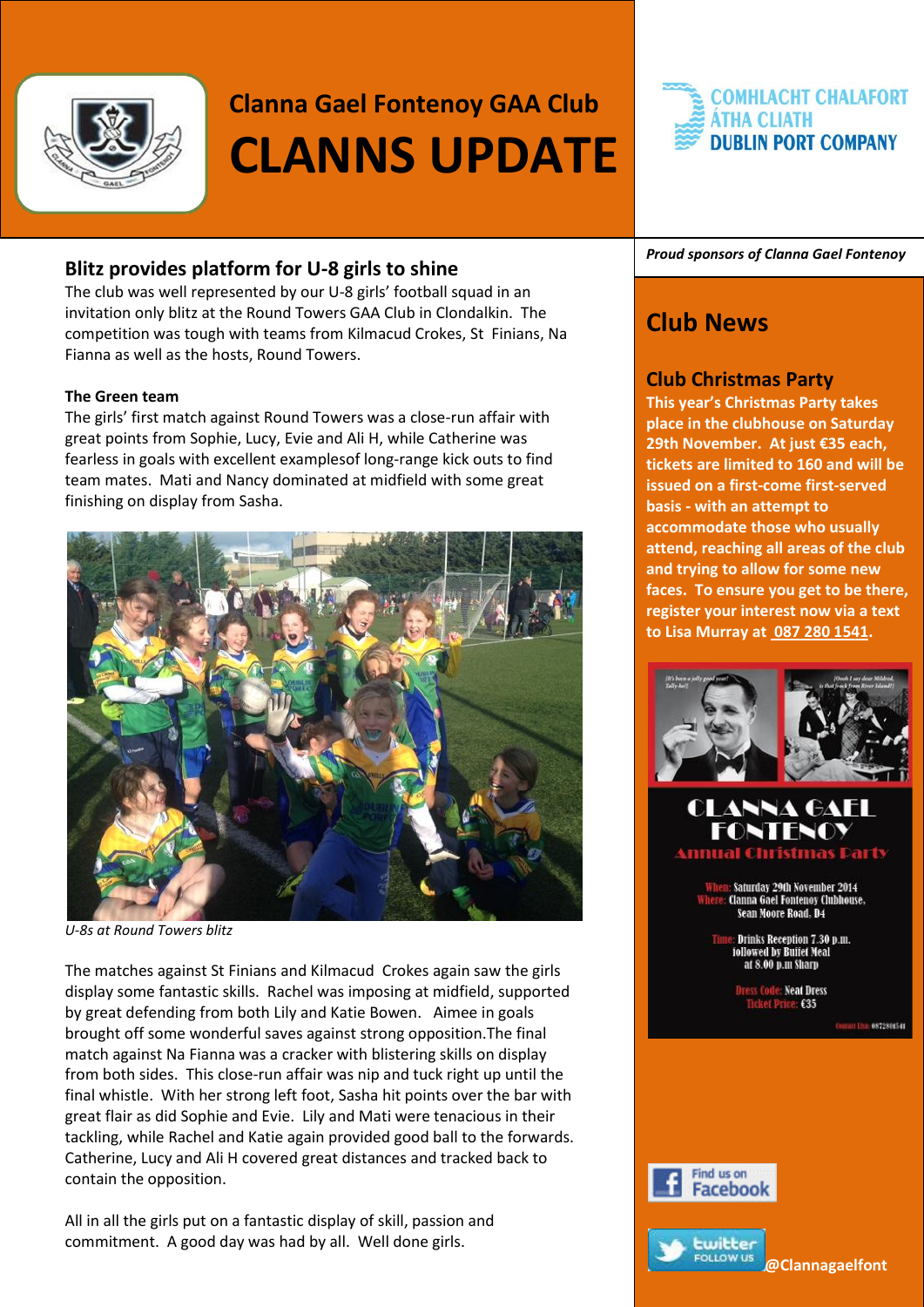# Clanna Gael Fontenoy GAA Club

# CLANNS UPDATE

COMHLACHT CHALAFORT ÁTHA CLIATH
DUBLIN PORT COMPANY

*Proud sponsors of Clanna Gael Fontenoy*

## Blitz provides platform for U-8 girls to shine

The club was well represented by our U-8 girls' football squad in an invitation only blitz at the Round Towers GAA Club in Clondalkin. The competition was tough with teams from Kilmacud Crokes, St Finians, Na Fianna as well as the hosts, Round Towers.

**The Green team**

The girls' first match against Round Towers was a close-run affair with great points from Sophie, Lucy, Evie and Ali H, while Catherine was fearless in goals with excellent examplesof long-range kick outs to find team mates. Mati and Nancy dominated at midfield with some great finishing on display from Sasha.

*U-8s at Round Towers blitz*

The matches against St Finians and Kilmacud Crokes again saw the girls display some fantastic skills. Rachel was imposing at midfield, supported by great defending from both Lily and Katie Bowen. Aimee in goals brought off some wonderful saves against strong opposition.The final match against Na Fianna was a cracker with blistering skills on display from both sides. This close-run affair was nip and tuck right up until the final whistle. With her strong left foot, Sasha hit points over the bar with great flair as did Sophie and Evie. Lily and Mati were tenacious in their tackling, while Rachel and Katie again provided good ball to the forwards. Catherine, Lucy and Ali H covered great distances and tracked back to contain the opposition.

All in all the girls put on a fantastic display of skill, passion and commitment. A good day was had by all. Well done girls.

## Club News

### Club Christmas Party

**This year's Christmas Party takes place in the clubhouse on Saturday 29th November. At just €35 each, tickets are limited to 160 and will be issued on a first-come first-served basis - with an attempt to accommodate those who usually attend, reaching all areas of the club and trying to allow for some new faces. To ensure you get to be there, register your interest now via a text to Lisa Murray at 087 280 1541.**

CLANNA GAEL FONTENOY
Annual Christmas Party

When: Saturday 29th November 2014
Where: Clanna Gael Fontenoy Clubhouse, Sean Moore Road, D4

Time: Drinks Reception 7.30 p.m. followed by Buffet Meal at 8.00 p.m Sharp

Dress Code: Neat Dress
Ticket Price: €35

Find us on Facebook

Twitter FOLLOW US @Clannagaelfont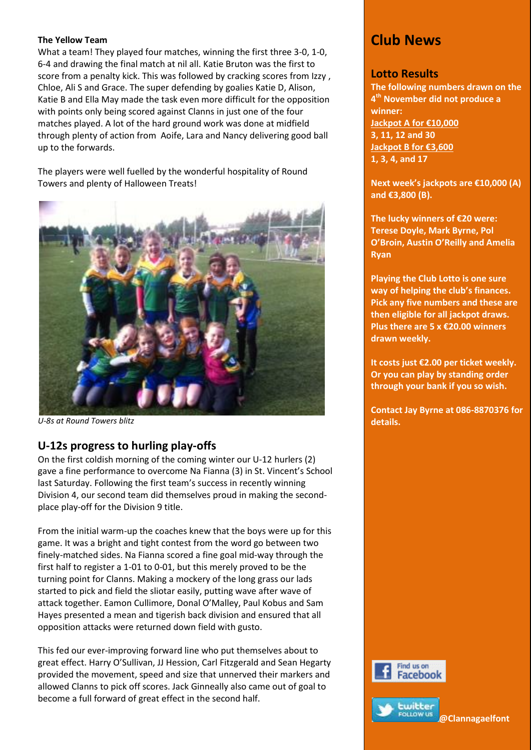**The Yellow Team**

What a team! They played four matches, winning the first three 3-0, 1-0, 6-4 and drawing the final match at nil all. Katie Bruton was the first to score from a penalty kick. This was followed by cracking scores from Izzy , Chloe, Ali S and Grace. The super defending by goalies Katie D, Alison, Katie B and Ella May made the task even more difficult for the opposition with points only being scored against Clanns in just one of the four matches played. A lot of the hard ground work was done at midfield through plenty of action from Aoife, Lara and Nancy delivering good ball up to the forwards.

The players were well fuelled by the wonderful hospitality of Round Towers and plenty of Halloween Treats!

*U-8s at Round Towers blitz*

## U-12s progress to hurling play-offs

On the first coldish morning of the coming winter our U-12 hurlers (2) gave a fine performance to overcome Na Fianna (3) in St. Vincent's School last Saturday. Following the first team's success in recently winning Division 4, our second team did themselves proud in making the second-place play-off for the Division 9 title.

From the initial warm-up the coaches knew that the boys were up for this game. It was a bright and tight contest from the word go between two finely-matched sides. Na Fianna scored a fine goal mid-way through the first half to register a 1-01 to 0-01, but this merely proved to be the turning point for Clanns. Making a mockery of the long grass our lads started to pick and field the sliotar easily, putting wave after wave of attack together. Eamon Cullimore, Donal O'Malley, Paul Kobus and Sam Hayes presented a mean and tigerish back division and ensured that all opposition attacks were returned down field with gusto.

This fed our ever-improving forward line who put themselves about to great effect. Harry O'Sullivan, JJ Hession, Carl Fitzgerald and Sean Hegarty provided the movement, speed and size that unnerved their markers and allowed Clanns to pick off scores. Jack Ginneally also came out of goal to become a full forward of great effect in the second half.

# Club News

## Lotto Results

**The following numbers drawn on the 4th November did not produce a winner:**

**Jackpot A for €10,000**
**3, 11, 12 and 30**
**Jackpot B for €3,600**
**1, 3, 4, and 17**

**Next week's jackpots are €10,000 (A) and €3,800 (B).**

**The lucky winners of €20 were: Terese Doyle, Mark Byrne, Pol O'Broin, Austin O'Reilly and Amelia Ryan**

**Playing the Club Lotto is one sure way of helping the club's finances. Pick any five numbers and these are then eligible for all jackpot draws. Plus there are 5 x €20.00 winners drawn weekly.**

**It costs just €2.00 per ticket weekly. Or you can play by standing order through your bank if you so wish.**

**Contact Jay Byrne at 086-8870376 for details.**

Find us on Facebook

twitter FOLLOW US **@Clannagaelfont**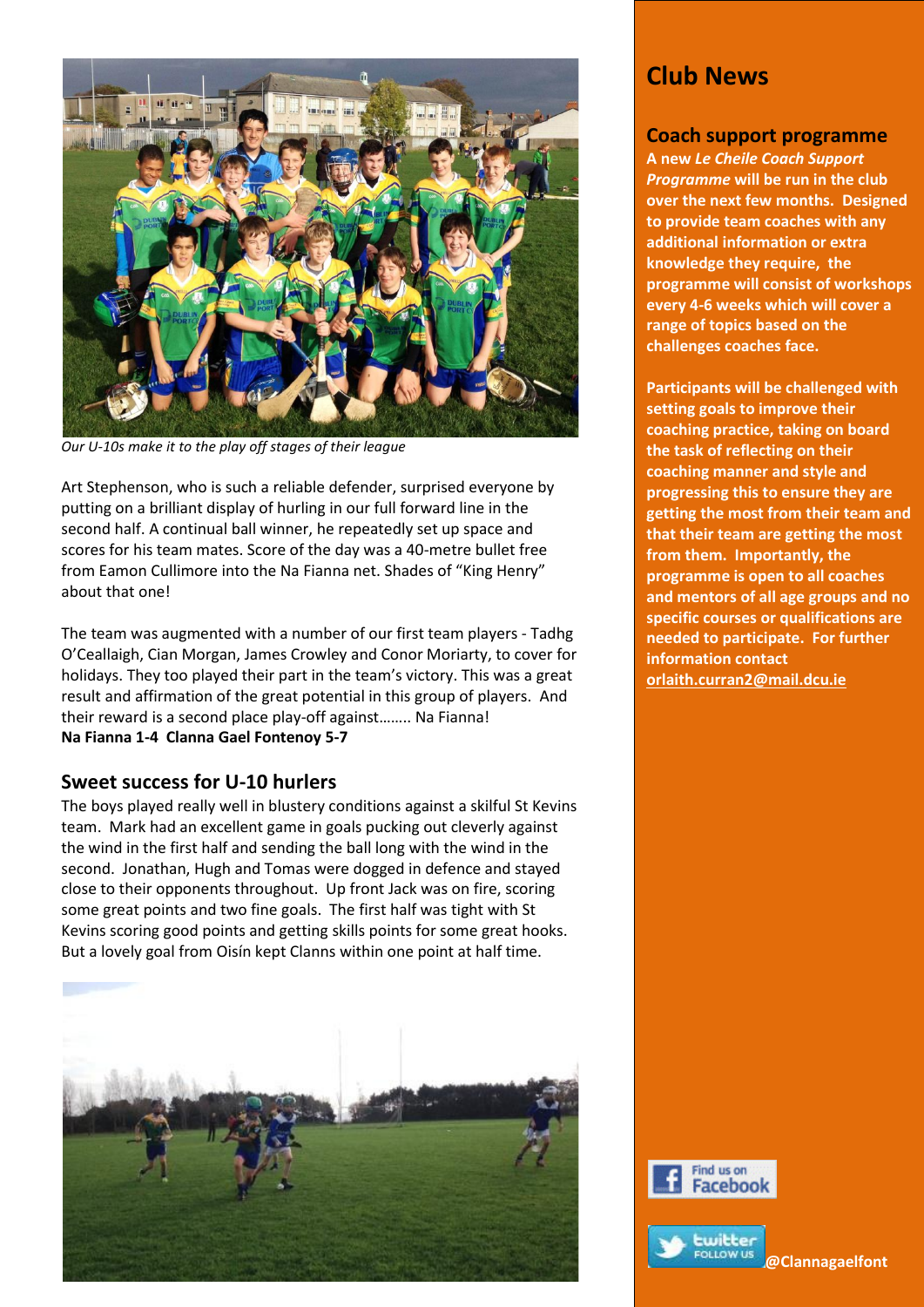*Our U-10s make it to the play off stages of their league*

Art Stephenson, who is such a reliable defender, surprised everyone by putting on a brilliant display of hurling in our full forward line in the second half. A continual ball winner, he repeatedly set up space and scores for his team mates. Score of the day was a 40-metre bullet free from Eamon Cullimore into the Na Fianna net. Shades of "King Henry" about that one!

The team was augmented with a number of our first team players - Tadhg O'Ceallaigh, Cian Morgan, James Crowley and Conor Moriarty, to cover for holidays. They too played their part in the team's victory. This was a great result and affirmation of the great potential in this group of players. And their reward is a second place play-off against…….. Na Fianna!

**Na Fianna 1-4 Clanna Gael Fontenoy 5-7**

## Sweet success for U-10 hurlers

The boys played really well in blustery conditions against a skilful St Kevins team. Mark had an excellent game in goals pucking out cleverly against the wind in the first half and sending the ball long with the wind in the second. Jonathan, Hugh and Tomas were dogged in defence and stayed close to their opponents throughout. Up front Jack was on fire, scoring some great points and two fine goals. The first half was tight with St Kevins scoring good points and getting skills points for some great hooks. But a lovely goal from Oisín kept Clanns within one point at half time.

# Club News

## Coach support programme

**A new *Le Cheile Coach Support Programme* will be run in the club over the next few months. Designed to provide team coaches with any additional information or extra knowledge they require, the programme will consist of workshops every 4-6 weeks which will cover a range of topics based on the challenges coaches face.**

**Participants will be challenged with setting goals to improve their coaching practice, taking on board the task of reflecting on their coaching manner and style and progressing this to ensure they are getting the most from their team and that their team are getting the most from them. Importantly, the programme is open to all coaches and mentors of all age groups and no specific courses or qualifications are needed to participate. For further information contact orlaith.curran2@mail.dcu.ie**

Find us on Facebook

twitter FOLLOW US **@Clannagaelfont**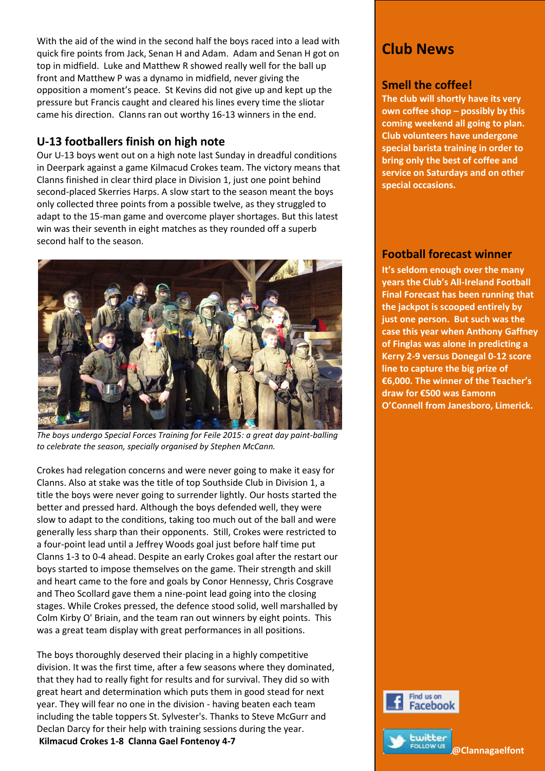With the aid of the wind in the second half the boys raced into a lead with quick fire points from Jack, Senan H and Adam. Adam and Senan H got on top in midfield. Luke and Matthew R showed really well for the ball up front and Matthew P was a dynamo in midfield, never giving the opposition a moment's peace. St Kevins did not give up and kept up the pressure but Francis caught and cleared his lines every time the sliotar came his direction. Clanns ran out worthy 16-13 winners in the end.

## U-13 footballers finish on high note

Our U-13 boys went out on a high note last Sunday in dreadful conditions in Deerpark against a game Kilmacud Crokes team. The victory means that Clanns finished in clear third place in Division 1, just one point behind second-placed Skerries Harps. A slow start to the season meant the boys only collected three points from a possible twelve, as they struggled to adapt to the 15-man game and overcome player shortages. But this latest win was their seventh in eight matches as they rounded off a superb second half to the season.

*The boys undergo Special Forces Training for Feile 2015: a great day paint-balling to celebrate the season, specially organised by Stephen McCann.*

Crokes had relegation concerns and were never going to make it easy for Clanns. Also at stake was the title of top Southside Club in Division 1, a title the boys were never going to surrender lightly. Our hosts started the better and pressed hard. Although the boys defended well, they were slow to adapt to the conditions, taking too much out of the ball and were generally less sharp than their opponents. Still, Crokes were restricted to a four-point lead until a Jeffrey Woods goal just before half time put Clanns 1-3 to 0-4 ahead. Despite an early Crokes goal after the restart our boys started to impose themselves on the game. Their strength and skill and heart came to the fore and goals by Conor Hennessy, Chris Cosgrave and Theo Scollard gave them a nine-point lead going into the closing stages. While Crokes pressed, the defence stood solid, well marshalled by Colm Kirby O' Briain, and the team ran out winners by eight points. This was a great team display with great performances in all positions.

The boys thoroughly deserved their placing in a highly competitive division. It was the first time, after a few seasons where they dominated, that they had to really fight for results and for survival. They did so with great heart and determination which puts them in good stead for next year. They will fear no one in the division - having beaten each team including the table toppers St. Sylvester's. Thanks to Steve McGurr and Declan Darcy for their help with training sessions during the year.

**Kilmacud Crokes 1-8 Clanna Gael Fontenoy 4-7**

# Club News

## Smell the coffee!

**The club will shortly have its very own coffee shop – possibly by this coming weekend all going to plan. Club volunteers have undergone special barista training in order to bring only the best of coffee and service on Saturdays and on other special occasions.**

## Football forecast winner

**It's seldom enough over the many years the Club's All-Ireland Football Final Forecast has been running that the jackpot is scooped entirely by just one person. But such was the case this year when Anthony Gaffney of Finglas was alone in predicting a Kerry 2-9 versus Donegal 0-12 score line to capture the big prize of €6,000. The winner of the Teacher's draw for €500 was Eamonn O'Connell from Janesboro, Limerick.**

Find us on Facebook

twitter FOLLOW US **@Clannagaelfont**